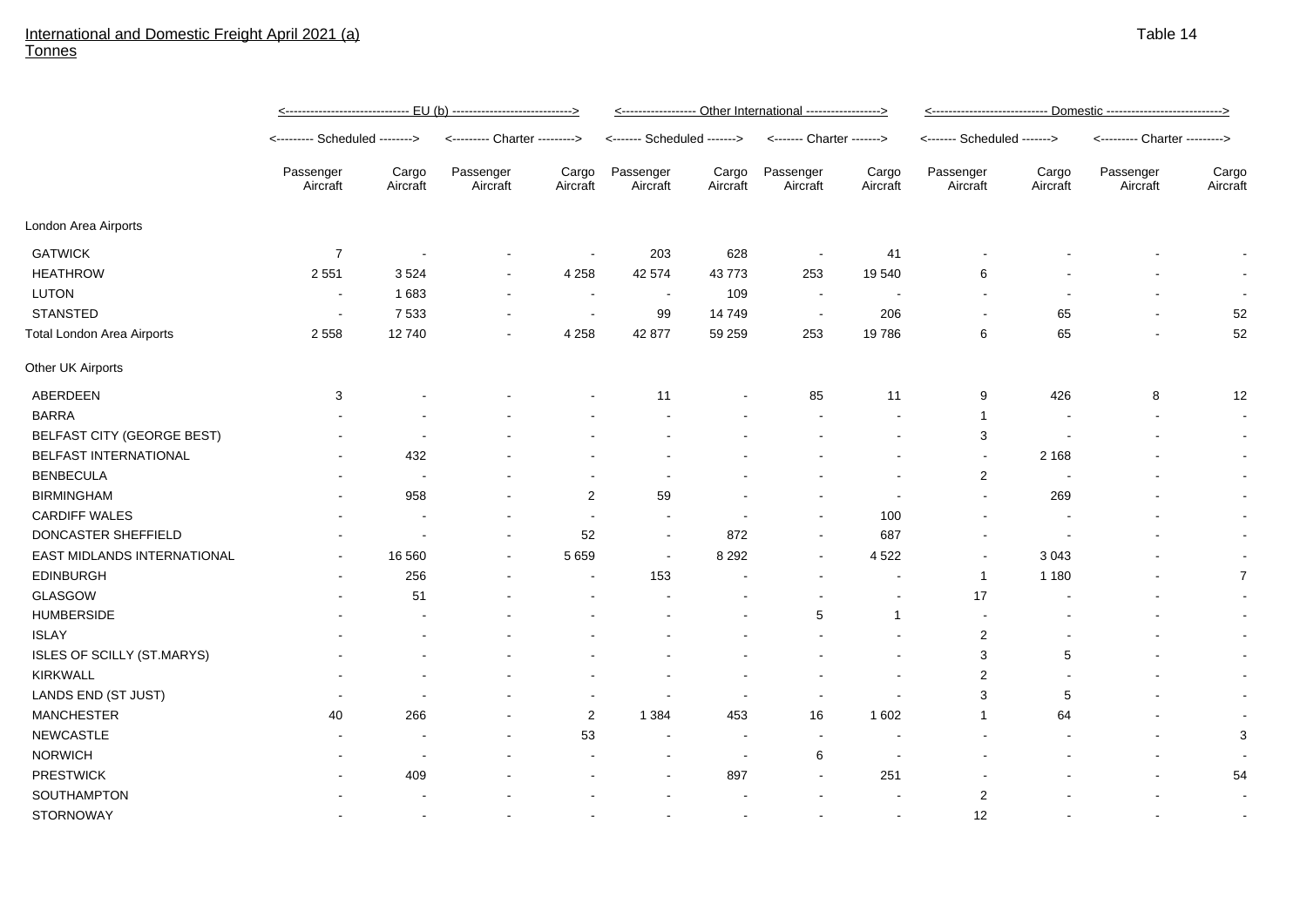# International and Domestic Freight April 2021 (a)

Tonnes

Table 14

| | EU (b) | | | | Other International | | | | Domestic | | | |
|---|---|---|---|---|---|---|---|---|---|---|---|---|
| | Scheduled | | Charter | | Scheduled | | Charter | | Scheduled | | Charter | |
| | Passenger Aircraft | Cargo Aircraft | Passenger Aircraft | Cargo Aircraft | Passenger Aircraft | Cargo Aircraft | Passenger Aircraft | Cargo Aircraft | Passenger Aircraft | Cargo Aircraft | Passenger Aircraft | Cargo Aircraft |
| London Area Airports | | | | | | | | | | | | |
| GATWICK | 7 | - | - | - | 203 | 628 | - | 41 | - | - | - | - |
| HEATHROW | 2 551 | 3 524 | - | 4 258 | 42 574 | 43 773 | 253 | 19 540 | 6 | - | - | - |
| LUTON | - | 1 683 | - | - | - | 109 | - | - | - | - | - | - |
| STANSTED | - | 7 533 | - | - | 99 | 14 749 | - | 206 | - | 65 | - | 52 |
| Total London Area Airports | 2 558 | 12 740 | - | 4 258 | 42 877 | 59 259 | 253 | 19 786 | 6 | 65 | - | 52 |
| Other UK Airports | | | | | | | | | | | | |
| ABERDEEN | 3 | - | - | - | 11 | - | 85 | 11 | 9 | 426 | 8 | 12 |
| BARRA | - | - | - | - | - | - | - | - | 1 | - | - | - |
| BELFAST CITY (GEORGE BEST) | - | - | - | - | - | - | - | - | 3 | - | - | - |
| BELFAST INTERNATIONAL | - | 432 | - | - | - | - | - | - | - | 2 168 | - | - |
| BENBECULA | - | - | - | - | - | - | - | - | 2 | - | - | - |
| BIRMINGHAM | - | 958 | - | 2 | 59 | - | - | - | - | 269 | - | - |
| CARDIFF WALES | - | - | - | - | - | - | - | 100 | - | - | - | - |
| DONCASTER SHEFFIELD | - | - | - | 52 | - | 872 | - | 687 | - | - | - | - |
| EAST MIDLANDS INTERNATIONAL | - | 16 560 | - | 5 659 | - | 8 292 | - | 4 522 | - | 3 043 | - | - |
| EDINBURGH | - | 256 | - | - | 153 | - | - | - | 1 | 1 180 | - | 7 |
| GLASGOW | - | 51 | - | - | - | - | - | - | 17 | - | - | - |
| HUMBERSIDE | - | - | - | - | - | - | 5 | 1 | - | - | - | - |
| ISLAY | - | - | - | - | - | - | - | - | 2 | - | - | - |
| ISLES OF SCILLY (ST.MARYS) | - | - | - | - | - | - | - | - | 3 | 5 | - | - |
| KIRKWALL | - | - | - | - | - | - | - | - | 2 | - | - | - |
| LANDS END (ST JUST) | - | - | - | - | - | - | - | - | 3 | 5 | - | - |
| MANCHESTER | 40 | 266 | - | 2 | 1 384 | 453 | 16 | 1 602 | 1 | 64 | - | - |
| NEWCASTLE | - | - | - | 53 | - | - | - | - | - | - | - | 3 |
| NORWICH | - | - | - | - | - | - | 6 | - | - | - | - | - |
| PRESTWICK | - | 409 | - | - | - | 897 | - | 251 | - | - | - | 54 |
| SOUTHAMPTON | - | - | - | - | - | - | - | - | 2 | - | - | - |
| STORNOWAY | - | - | - | - | - | - | - | - | 12 | - | - | - |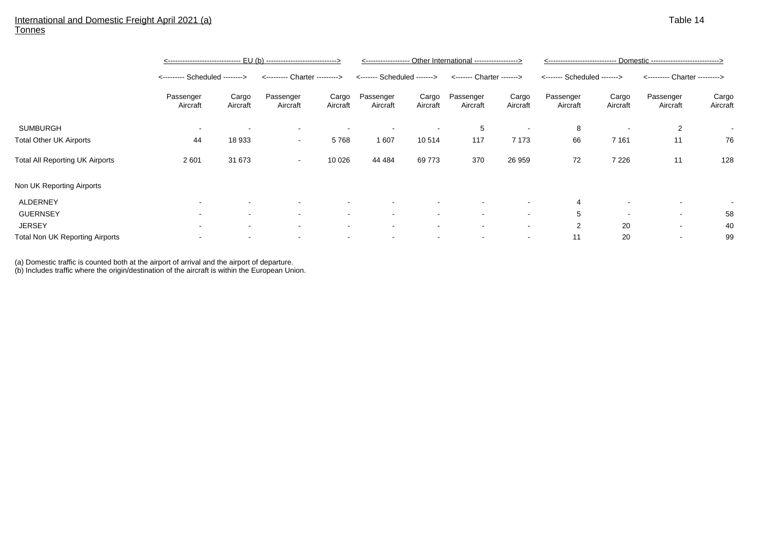International and Domestic Freight April 2021 (a)
Tonnes

Table 14

| | EU (b) | | | | Other International | | | | Domestic | | | |
|---|---|---|---|---|---|---|---|---|---|---|---|---|
| | Scheduled | | Charter | | Scheduled | | Charter | | Scheduled | | Charter | |
| | Passenger Aircraft | Cargo Aircraft | Passenger Aircraft | Cargo Aircraft | Passenger Aircraft | Cargo Aircraft | Passenger Aircraft | Cargo Aircraft | Passenger Aircraft | Cargo Aircraft | Passenger Aircraft | Cargo Aircraft |
| SUMBURGH | - | - | - | - | - | - | 5 | - | 8 | - | 2 | - |
| Total Other UK Airports | 44 | 18 933 | - | 5 768 | 1 607 | 10 514 | 117 | 7 173 | 66 | 7 161 | 11 | 76 |
| Total All Reporting UK Airports | 2 601 | 31 673 | - | 10 026 | 44 484 | 69 773 | 370 | 26 959 | 72 | 7 226 | 11 | 128 |
| Non UK Reporting Airports | | | | | | | | | | | | |
| ALDERNEY | - | - | - | - | - | - | - | - | 4 | - | - | - |
| GUERNSEY | - | - | - | - | - | - | - | - | 5 | - | - | 58 |
| JERSEY | - | - | - | - | - | - | - | - | 2 | 20 | - | 40 |
| Total Non UK Reporting Airports | - | - | - | - | - | - | - | - | 11 | 20 | - | 99 |

(a) Domestic traffic is counted both at the airport of arrival and the airport of departure.
(b) Includes traffic where the origin/destination of the aircraft is within the European Union.